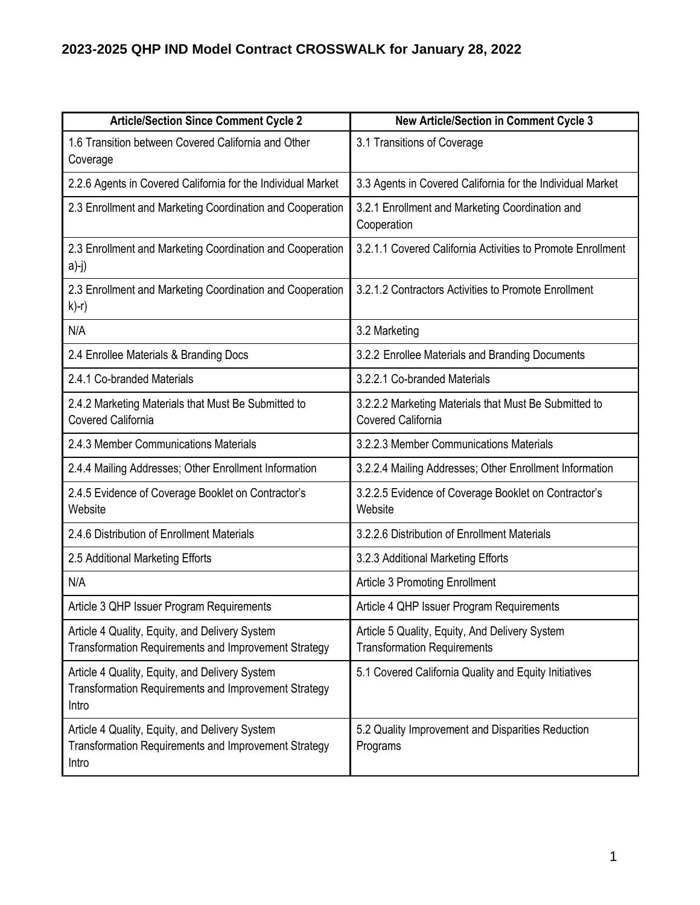# 2023-2025 QHP IND Model Contract CROSSWALK for January 28, 2022

| Article/Section Since Comment Cycle 2 | New Article/Section in Comment Cycle 3 |
|---|---|
| 1.6 Transition between Covered California and Other Coverage | 3.1 Transitions of Coverage |
| 2.2.6 Agents in Covered California for the Individual Market | 3.3 Agents in Covered California for the Individual Market |
| 2.3 Enrollment and Marketing Coordination and Cooperation | 3.2.1 Enrollment and Marketing Coordination and Cooperation |
| 2.3 Enrollment and Marketing Coordination and Cooperation a)-j) | 3.2.1.1 Covered California Activities to Promote Enrollment |
| 2.3 Enrollment and Marketing Coordination and Cooperation k)-r) | 3.2.1.2 Contractors Activities to Promote Enrollment |
| N/A | 3.2 Marketing |
| 2.4 Enrollee Materials & Branding Docs | 3.2.2 Enrollee Materials and Branding Documents |
| 2.4.1 Co-branded Materials | 3.2.2.1 Co-branded Materials |
| 2.4.2 Marketing Materials that Must Be Submitted to Covered California | 3.2.2.2 Marketing Materials that Must Be Submitted to Covered California |
| 2.4.3 Member Communications Materials | 3.2.2.3 Member Communications Materials |
| 2.4.4 Mailing Addresses; Other Enrollment Information | 3.2.2.4 Mailing Addresses; Other Enrollment Information |
| 2.4.5 Evidence of Coverage Booklet on Contractor's Website | 3.2.2.5 Evidence of Coverage Booklet on Contractor's Website |
| 2.4.6 Distribution of Enrollment Materials | 3.2.2.6 Distribution of Enrollment Materials |
| 2.5 Additional Marketing Efforts | 3.2.3 Additional Marketing Efforts |
| N/A | Article 3 Promoting Enrollment |
| Article 3 QHP Issuer Program Requirements | Article 4 QHP Issuer Program Requirements |
| Article 4 Quality, Equity, and Delivery System Transformation Requirements and Improvement Strategy | Article 5 Quality, Equity, And Delivery System Transformation Requirements |
| Article 4 Quality, Equity, and Delivery System Transformation Requirements and Improvement Strategy Intro | 5.1 Covered California Quality and Equity Initiatives |
| Article 4 Quality, Equity, and Delivery System Transformation Requirements and Improvement Strategy Intro | 5.2 Quality Improvement and Disparities Reduction Programs |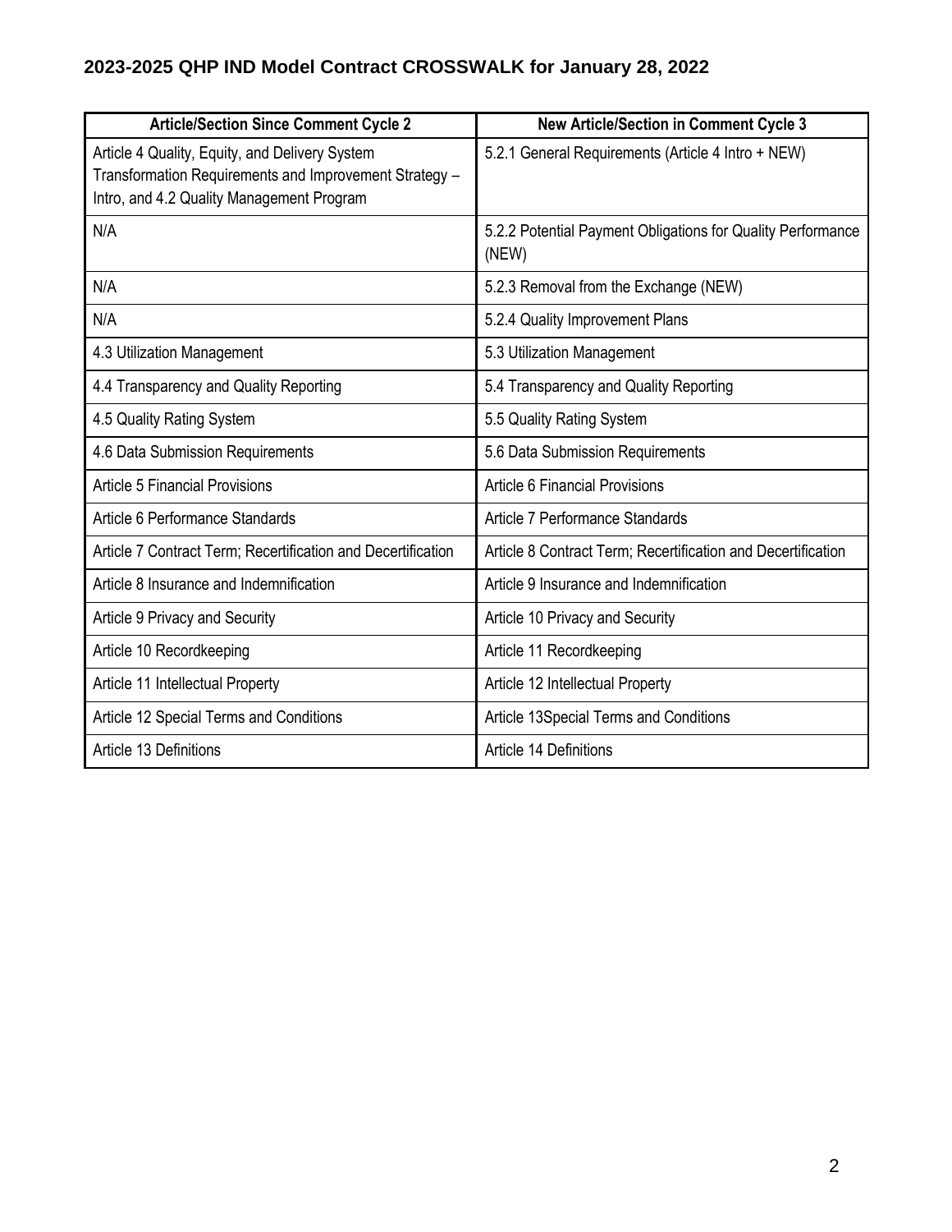## 2023-2025 QHP IND Model Contract CROSSWALK for January 28, 2022

| Article/Section Since Comment Cycle 2 | New Article/Section in Comment Cycle 3 |
|---|---|
| Article 4 Quality, Equity, and Delivery System Transformation Requirements and Improvement Strategy – Intro, and 4.2 Quality Management Program | 5.2.1 General Requirements (Article 4 Intro + NEW) |
| N/A | 5.2.2 Potential Payment Obligations for Quality Performance (NEW) |
| N/A | 5.2.3 Removal from the Exchange (NEW) |
| N/A | 5.2.4 Quality Improvement Plans |
| 4.3 Utilization Management | 5.3 Utilization Management |
| 4.4 Transparency and Quality Reporting | 5.4 Transparency and Quality Reporting |
| 4.5 Quality Rating System | 5.5 Quality Rating System |
| 4.6 Data Submission Requirements | 5.6 Data Submission Requirements |
| Article 5 Financial Provisions | Article 6 Financial Provisions |
| Article 6 Performance Standards | Article 7 Performance Standards |
| Article 7 Contract Term; Recertification and Decertification | Article 8 Contract Term; Recertification and Decertification |
| Article 8 Insurance and Indemnification | Article 9 Insurance and Indemnification |
| Article 9 Privacy and Security | Article 10 Privacy and Security |
| Article 10 Recordkeeping | Article 11 Recordkeeping |
| Article 11 Intellectual Property | Article 12 Intellectual Property |
| Article 12 Special Terms and Conditions | Article 13Special Terms and Conditions |
| Article 13 Definitions | Article 14 Definitions |